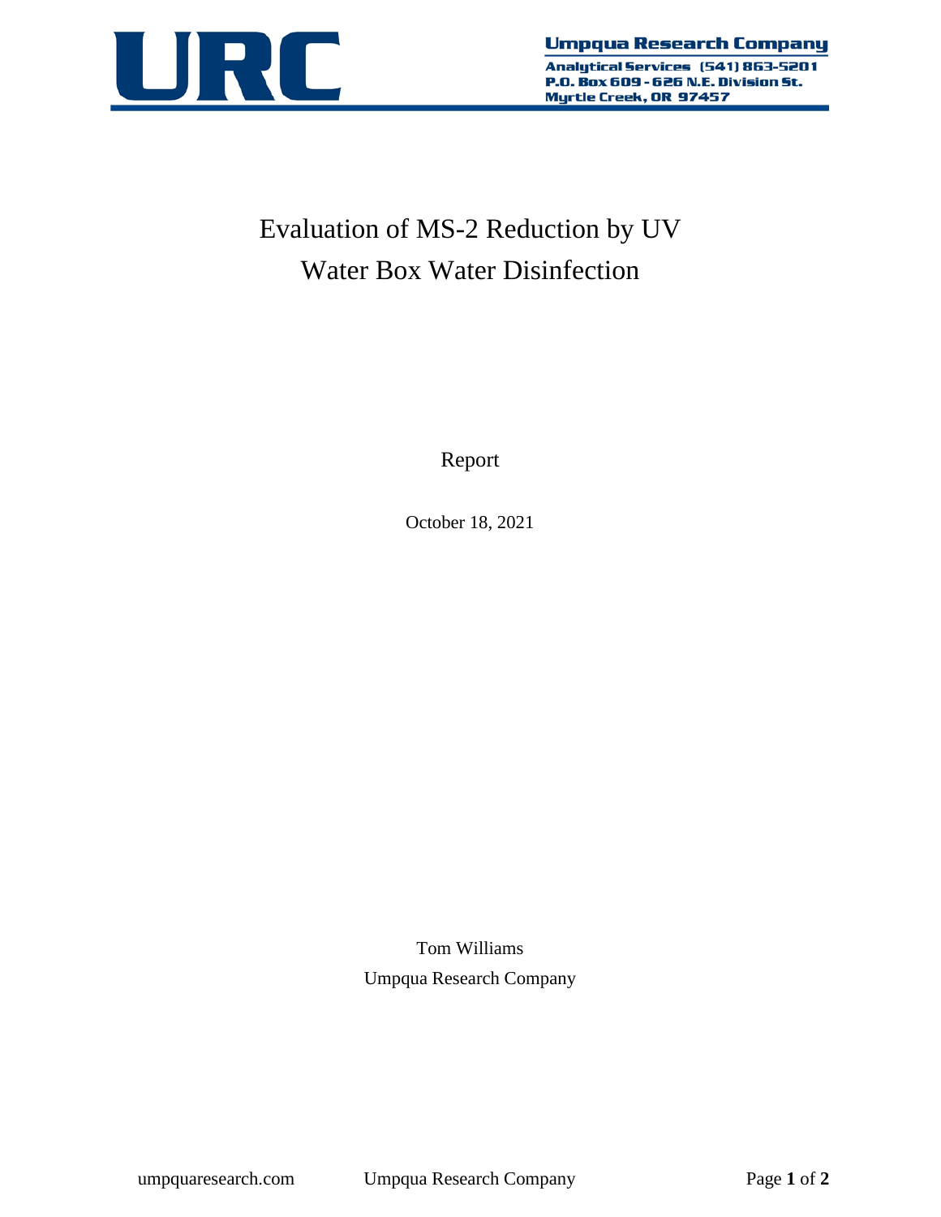Umpqua Research Company

Analytical Services (541) 863-5201
P.O. Box 609 - 626 N.E. Division St.
Myrtle Creek, OR 97457

# Evaluation of MS-2 Reduction by UV Water Box Water Disinfection

Report

October 18, 2021

Tom Williams

Umpqua Research Company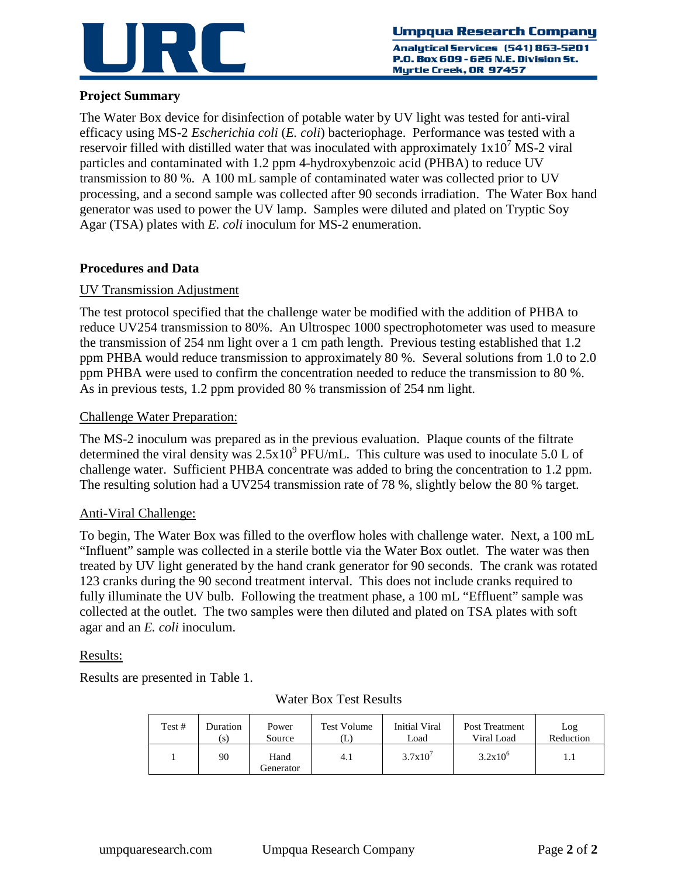## Project Summary

The Water Box device for disinfection of potable water by UV light was tested for anti-viral efficacy using MS-2 *Escherichia coli* (*E. coli*) bacteriophage. Performance was tested with a reservoir filled with distilled water that was inoculated with approximately $1x10^7$ MS-2 viral particles and contaminated with 1.2 ppm 4-hydroxybenzoic acid (PHBA) to reduce UV transmission to 80 %. A 100 mL sample of contaminated water was collected prior to UV processing, and a second sample was collected after 90 seconds irradiation. The Water Box hand generator was used to power the UV lamp. Samples were diluted and plated on Tryptic Soy Agar (TSA) plates with *E. coli* inoculum for MS-2 enumeration.

## Procedures and Data

UV Transmission Adjustment

The test protocol specified that the challenge water be modified with the addition of PHBA to reduce UV254 transmission to 80%. An Ultrospec 1000 spectrophotometer was used to measure the transmission of 254 nm light over a 1 cm path length. Previous testing established that 1.2 ppm PHBA would reduce transmission to approximately 80 %. Several solutions from 1.0 to 2.0 ppm PHBA were used to confirm the concentration needed to reduce the transmission to 80 %. As in previous tests, 1.2 ppm provided 80 % transmission of 254 nm light.

Challenge Water Preparation:

The MS-2 inoculum was prepared as in the previous evaluation. Plaque counts of the filtrate determined the viral density was $2.5x10^9$ PFU/mL. This culture was used to inoculate 5.0 L of challenge water. Sufficient PHBA concentrate was added to bring the concentration to 1.2 ppm. The resulting solution had a UV254 transmission rate of 78 %, slightly below the 80 % target.

Anti-Viral Challenge:

To begin, The Water Box was filled to the overflow holes with challenge water. Next, a 100 mL "Influent" sample was collected in a sterile bottle via the Water Box outlet. The water was then treated by UV light generated by the hand crank generator for 90 seconds. The crank was rotated 123 cranks during the 90 second treatment interval. This does not include cranks required to fully illuminate the UV bulb. Following the treatment phase, a 100 mL "Effluent" sample was collected at the outlet. The two samples were then diluted and plated on TSA plates with soft agar and an *E. coli* inoculum.

Results:

Results are presented in Table 1.

Water Box Test Results

| Test # | Duration (s) | Power Source | Test Volume (L) | Initial Viral Load | Post Treatment Viral Load | Log Reduction |
|---|---|---|---|---|---|---|
| 1 | 90 | Hand Generator | 4.1 | $3.7x10^7$ | $3.2x10^6$ | 1.1 |